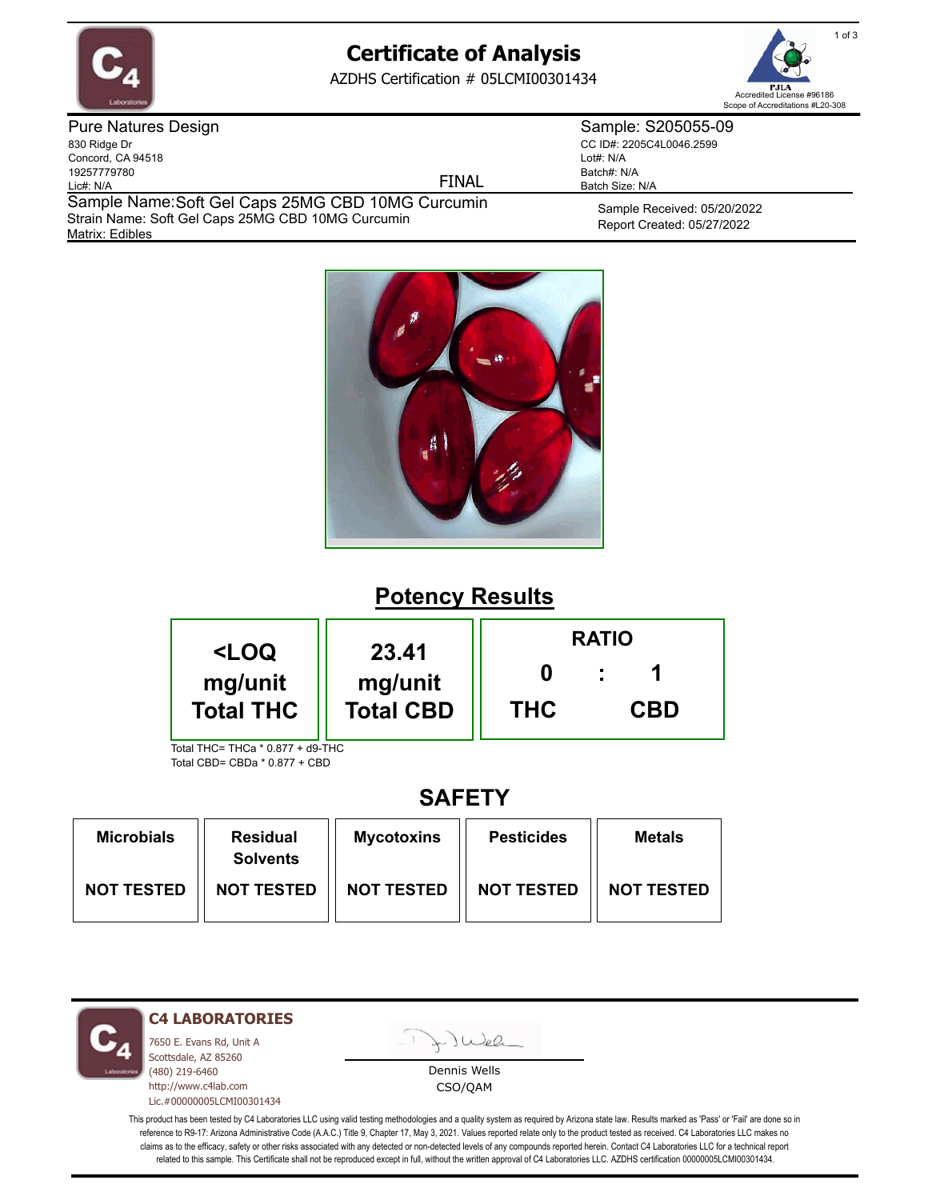# Certificate of Analysis

AZDHS Certification # 05LCMI00301434

PJLA Accredited License #96186
Scope of Accreditations #L20-308

**Pure Natures Design**
830 Ridge Dr
Concord, CA 94518
19257779780
Lic#: N/A

FINAL

**Sample: S205055-09**
CC ID#: 2205C4L0046.2599
Lot#: N/A
Batch#: N/A
Batch Size: N/A

Sample Name: Soft Gel Caps 25MG CBD 10MG Curcumin
Strain Name: Soft Gel Caps 25MG CBD 10MG Curcumin
Matrix: Edibles

Sample Received: 05/20/2022
Report Created: 05/27/2022

## Potency Results

| <LOQ mg/unit Total THC | 23.41 mg/unit Total CBD | RATIO 0 : 1 THC : CBD |
|---|---|---|

Total THC= THCa * 0.877 + d9-THC
Total CBD= CBDa * 0.877 + CBD

## SAFETY

| Microbials | Residual Solvents | Mycotoxins | Pesticides | Metals |
|---|---|---|---|---|
| NOT TESTED | NOT TESTED | NOT TESTED | NOT TESTED | NOT TESTED |

**C4 LABORATORIES**
7650 E. Evans Rd, Unit A
Scottsdale, AZ 85260
(480) 219-6460
http://www.c4lab.com
Lic.#00000005LCMI00301434

Dennis Wells
CSO/QAM

This product has been tested by C4 Laboratories LLC using valid testing methodologies and a quality system as required by Arizona state law. Results marked as 'Pass' or 'Fail' are done so in reference to R9-17: Arizona Administrative Code (A.A.C.) Title 9, Chapter 17, May 3, 2021. Values reported relate only to the product tested as received. C4 Laboratories LLC makes no claims as to the efficacy, safety or other risks associated with any detected or non-detected levels of any compounds reported herein. Contact C4 Laboratories LLC for a technical report related to this sample. This Certificate shall not be reproduced except in full, without the written approval of C4 Laboratories LLC. AZDHS certification 00000005LCMI00301434.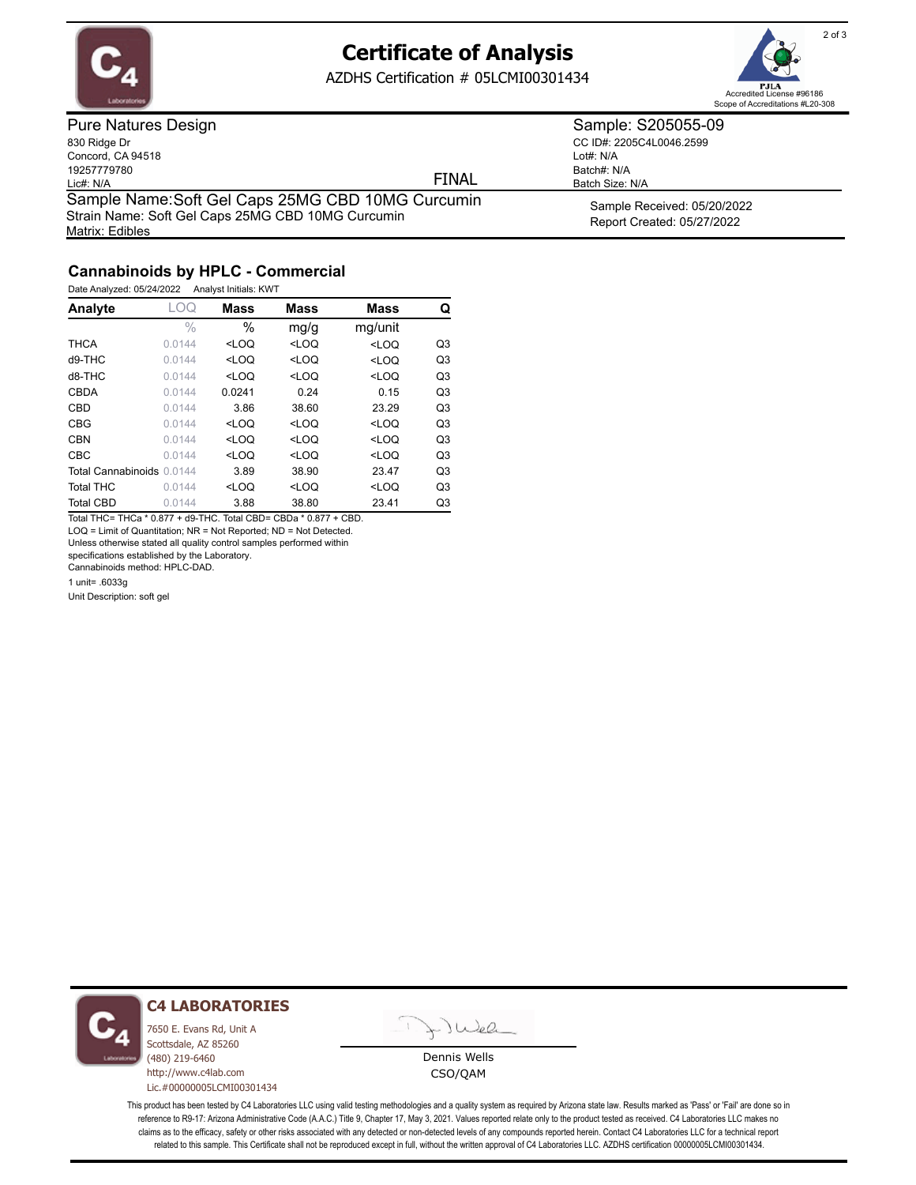# Certificate of Analysis

AZDHS Certification # 05LCMI00301434

Accredited License #96186
Scope of Accreditations #L20-308

**Pure Natures Design**
830 Ridge Dr
Concord, CA 94518
19257779780
Lic#: N/A

FINAL

**Sample: S205055-09**
CC ID#: 2205C4L0046.2599
Lot#: N/A
Batch#: N/A
Batch Size: N/A

Sample Name: Soft Gel Caps 25MG CBD 10MG Curcumin
Strain Name: Soft Gel Caps 25MG CBD 10MG Curcumin
Matrix: Edibles

Sample Received: 05/20/2022
Report Created: 05/27/2022

## Cannabinoids by HPLC - Commercial

Date Analyzed: 05/24/2022 Analyst Initials: KWT

| Analyte | LOQ | Mass | Mass | Mass | Q |
|---|---|---|---|---|---|
| | % | % | mg/g | mg/unit | |
| THCA | 0.0144 | <LOQ | <LOQ | <LOQ | Q3 |
| d9-THC | 0.0144 | <LOQ | <LOQ | <LOQ | Q3 |
| d8-THC | 0.0144 | <LOQ | <LOQ | <LOQ | Q3 |
| CBDA | 0.0144 | 0.0241 | 0.24 | 0.15 | Q3 |
| CBD | 0.0144 | 3.86 | 38.60 | 23.29 | Q3 |
| CBG | 0.0144 | <LOQ | <LOQ | <LOQ | Q3 |
| CBN | 0.0144 | <LOQ | <LOQ | <LOQ | Q3 |
| CBC | 0.0144 | <LOQ | <LOQ | <LOQ | Q3 |
| Total Cannabinoids | 0.0144 | 3.89 | 38.90 | 23.47 | Q3 |
| Total THC | 0.0144 | <LOQ | <LOQ | <LOQ | Q3 |
| Total CBD | 0.0144 | 3.88 | 38.80 | 23.41 | Q3 |

Total THC= THCa * 0.877 + d9-THC. Total CBD= CBDa * 0.877 + CBD.
LOQ = Limit of Quantitation; NR = Not Reported; ND = Not Detected.
Unless otherwise stated all quality control samples performed within specifications established by the Laboratory.
Cannabinoids method: HPLC-DAD.

1 unit= .6033g

Unit Description: soft gel

**C4 LABORATORIES**
7650 E. Evans Rd, Unit A
Scottsdale, AZ 85260
(480) 219-6460
http://www.c4lab.com
Lic.#00000005LCMI00301434

Dennis Wells
CSO/QAM

This product has been tested by C4 Laboratories LLC using valid testing methodologies and a quality system as required by Arizona state law. Results marked as 'Pass' or 'Fail' are done so in reference to R9-17: Arizona Administrative Code (A.A.C.) Title 9, Chapter 17, May 3, 2021. Values reported relate only to the product tested as received. C4 Laboratories LLC makes no claims as to the efficacy, safety or other risks associated with any detected or non-detected levels of any compounds reported herein. Contact C4 Laboratories LLC for a technical report related to this sample. This Certificate shall not be reproduced except in full, without the written approval of C4 Laboratories LLC. AZDHS certification 00000005LCMI00301434.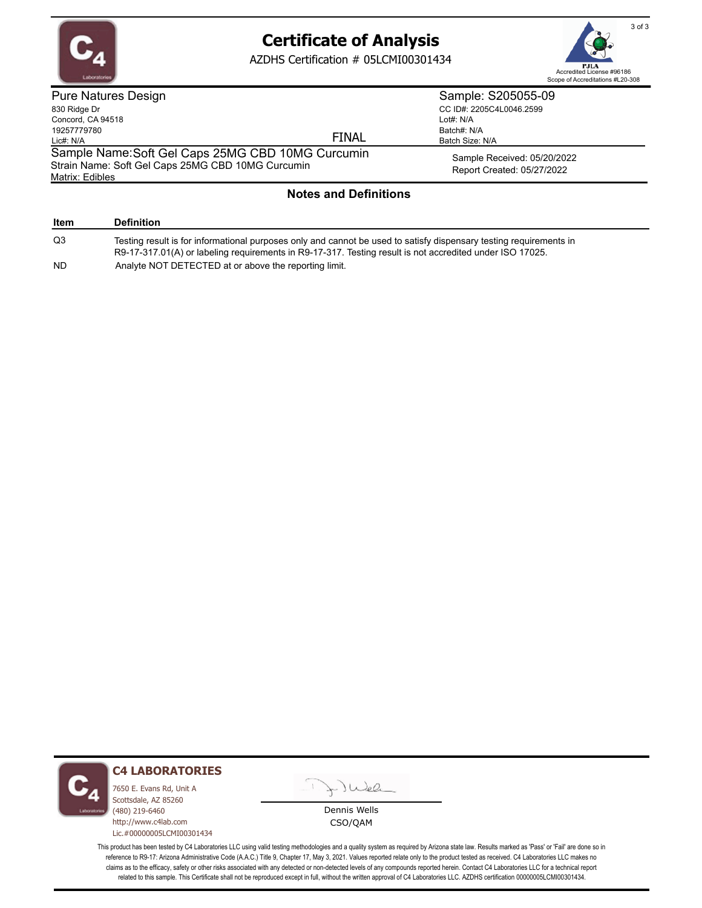# Certificate of Analysis

AZDHS Certification # 05LCMI00301434

Accredited License #96186
Scope of Accreditations #L20-308

**Pure Natures Design**
830 Ridge Dr
Concord, CA 94518
19257779780
Lic#: N/A

FINAL

**Sample: S205055-09**
CC ID#: 2205C4L0046.2599
Lot#: N/A
Batch#: N/A
Batch Size: N/A

Sample Name:Soft Gel Caps 25MG CBD 10MG Curcumin
Strain Name: Soft Gel Caps 25MG CBD 10MG Curcumin
Matrix: Edibles

Sample Received: 05/20/2022
Report Created: 05/27/2022

## Notes and Definitions

| Item | Definition |
| --- | --- |
| Q3 | Testing result is for informational purposes only and cannot be used to satisfy dispensary testing requirements in R9-17-317.01(A) or labeling requirements in R9-17-317. Testing result is not accredited under ISO 17025. |
| ND | Analyte NOT DETECTED at or above the reporting limit. |

**C4 LABORATORIES**
7650 E. Evans Rd, Unit A
Scottsdale, AZ 85260
(480) 219-6460
http://www.c4lab.com
Lic.#00000005LCMI00301434

Dennis Wells
CSO/QAM

This product has been tested by C4 Laboratories LLC using valid testing methodologies and a quality system as required by Arizona state law. Results marked as 'Pass' or 'Fail' are done so in reference to R9-17: Arizona Administrative Code (A.A.C.) Title 9, Chapter 17, May 3, 2021. Values reported relate only to the product tested as received. C4 Laboratories LLC makes no claims as to the efficacy, safety or other risks associated with any detected or non-detected levels of any compounds reported herein. Contact C4 Laboratories LLC for a technical report related to this sample. This Certificate shall not be reproduced except in full, without the written approval of C4 Laboratories LLC. AZDHS certification 00000005LCMI00301434.